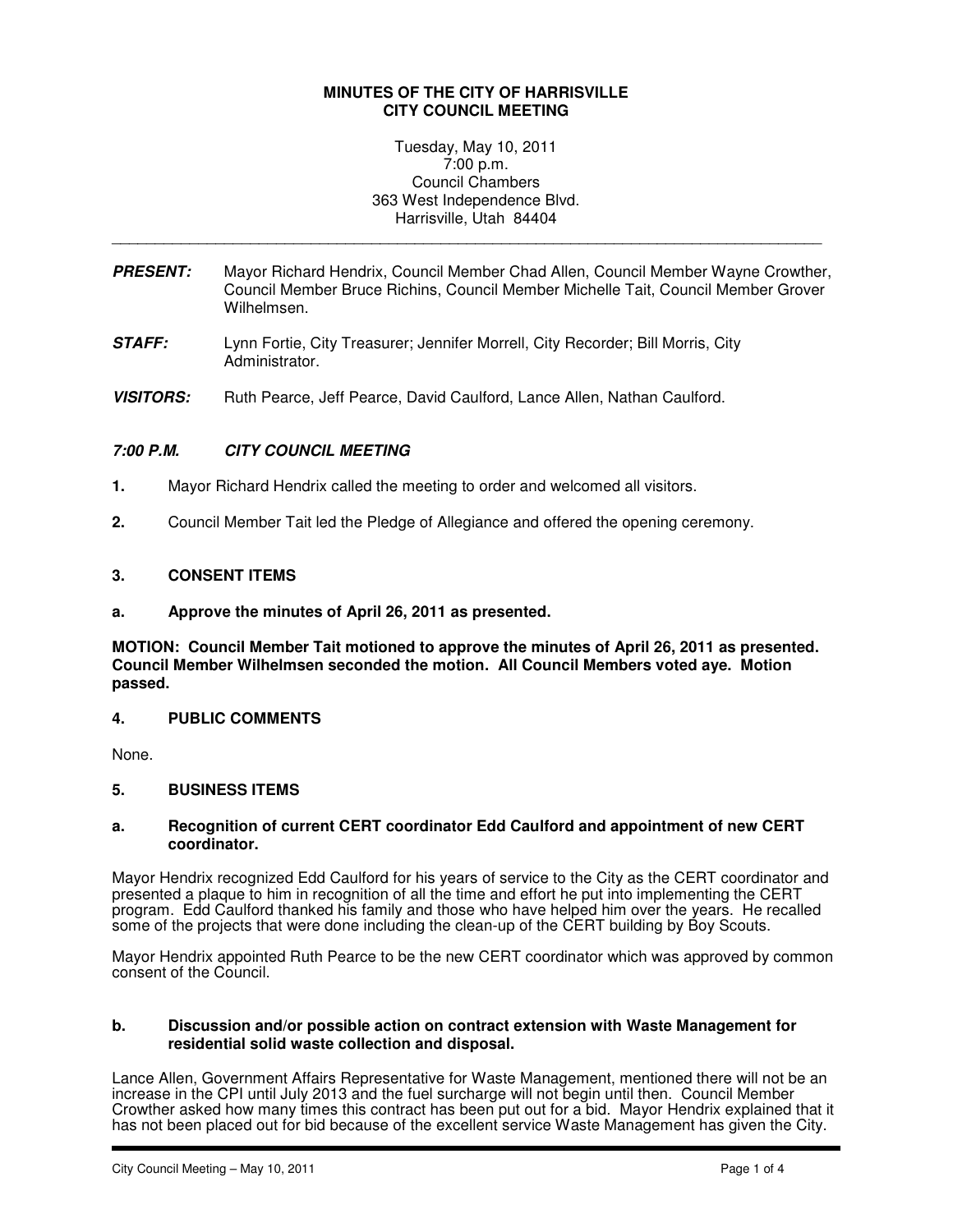**MINUTES OF THE CITY OF HARRISVILLE**
**CITY COUNCIL MEETING**

Tuesday, May 10, 2011
7:00 p.m.
Council Chambers
363 West Independence Blvd.
Harrisville, Utah 84404

---

***PRESENT:*** Mayor Richard Hendrix, Council Member Chad Allen, Council Member Wayne Crowther, Council Member Bruce Richins, Council Member Michelle Tait, Council Member Grover Wilhelmsen.

***STAFF:*** Lynn Fortie, City Treasurer; Jennifer Morrell, City Recorder; Bill Morris, City Administrator.

***VISITORS:*** Ruth Pearce, Jeff Pearce, David Caulford, Lance Allen, Nathan Caulford.

***7:00 P.M. CITY COUNCIL MEETING***

**1.** Mayor Richard Hendrix called the meeting to order and welcomed all visitors.

**2.** Council Member Tait led the Pledge of Allegiance and offered the opening ceremony.

**3. CONSENT ITEMS**

**a. Approve the minutes of April 26, 2011 as presented.**

**MOTION: Council Member Tait motioned to approve the minutes of April 26, 2011 as presented. Council Member Wilhelmsen seconded the motion. All Council Members voted aye. Motion passed.**

**4. PUBLIC COMMENTS**

None.

**5. BUSINESS ITEMS**

**a. Recognition of current CERT coordinator Edd Caulford and appointment of new CERT coordinator.**

Mayor Hendrix recognized Edd Caulford for his years of service to the City as the CERT coordinator and presented a plaque to him in recognition of all the time and effort he put into implementing the CERT program. Edd Caulford thanked his family and those who have helped him over the years. He recalled some of the projects that were done including the clean-up of the CERT building by Boy Scouts.

Mayor Hendrix appointed Ruth Pearce to be the new CERT coordinator which was approved by common consent of the Council.

**b. Discussion and/or possible action on contract extension with Waste Management for residential solid waste collection and disposal.**

Lance Allen, Government Affairs Representative for Waste Management, mentioned there will not be an increase in the CPI until July 2013 and the fuel surcharge will not begin until then. Council Member Crowther asked how many times this contract has been put out for a bid. Mayor Hendrix explained that it has not been placed out for bid because of the excellent service Waste Management has given the City.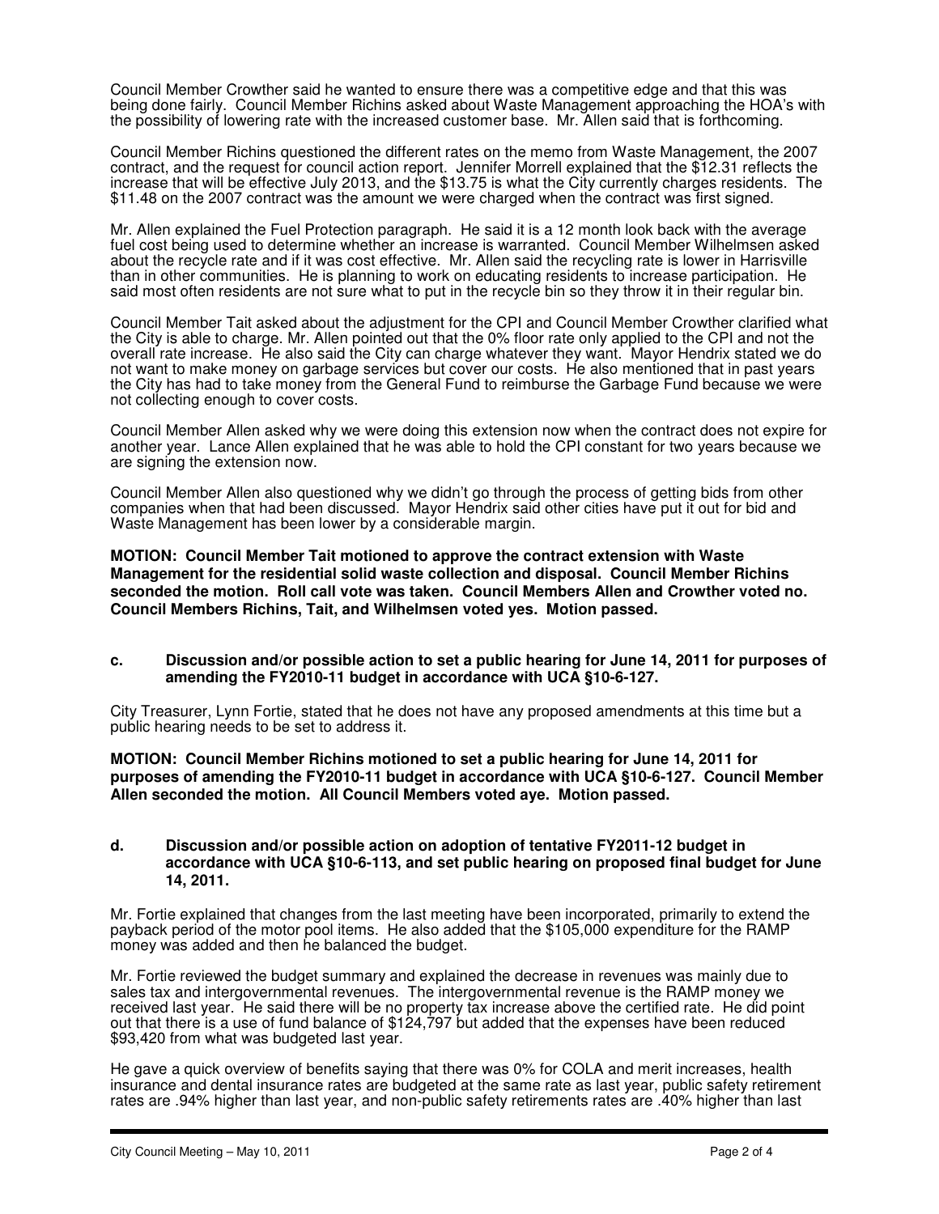Council Member Crowther said he wanted to ensure there was a competitive edge and that this was being done fairly. Council Member Richins asked about Waste Management approaching the HOA's with the possibility of lowering rate with the increased customer base. Mr. Allen said that is forthcoming.

Council Member Richins questioned the different rates on the memo from Waste Management, the 2007 contract, and the request for council action report. Jennifer Morrell explained that the $12.31 reflects the increase that will be effective July 2013, and the $13.75 is what the City currently charges residents. The $11.48 on the 2007 contract was the amount we were charged when the contract was first signed.

Mr. Allen explained the Fuel Protection paragraph. He said it is a 12 month look back with the average fuel cost being used to determine whether an increase is warranted. Council Member Wilhelmsen asked about the recycle rate and if it was cost effective. Mr. Allen said the recycling rate is lower in Harrisville than in other communities. He is planning to work on educating residents to increase participation. He said most often residents are not sure what to put in the recycle bin so they throw it in their regular bin.

Council Member Tait asked about the adjustment for the CPI and Council Member Crowther clarified what the City is able to charge. Mr. Allen pointed out that the 0% floor rate only applied to the CPI and not the overall rate increase. He also said the City can charge whatever they want. Mayor Hendrix stated we do not want to make money on garbage services but cover our costs. He also mentioned that in past years the City has had to take money from the General Fund to reimburse the Garbage Fund because we were not collecting enough to cover costs.

Council Member Allen asked why we were doing this extension now when the contract does not expire for another year. Lance Allen explained that he was able to hold the CPI constant for two years because we are signing the extension now.

Council Member Allen also questioned why we didn't go through the process of getting bids from other companies when that had been discussed. Mayor Hendrix said other cities have put it out for bid and Waste Management has been lower by a considerable margin.

**MOTION: Council Member Tait motioned to approve the contract extension with Waste Management for the residential solid waste collection and disposal. Council Member Richins seconded the motion. Roll call vote was taken. Council Members Allen and Crowther voted no. Council Members Richins, Tait, and Wilhelmsen voted yes. Motion passed.**

**c. Discussion and/or possible action to set a public hearing for June 14, 2011 for purposes of amending the FY2010-11 budget in accordance with UCA §10-6-127.**

City Treasurer, Lynn Fortie, stated that he does not have any proposed amendments at this time but a public hearing needs to be set to address it.

**MOTION: Council Member Richins motioned to set a public hearing for June 14, 2011 for purposes of amending the FY2010-11 budget in accordance with UCA §10-6-127. Council Member Allen seconded the motion. All Council Members voted aye. Motion passed.**

**d. Discussion and/or possible action on adoption of tentative FY2011-12 budget in accordance with UCA §10-6-113, and set public hearing on proposed final budget for June 14, 2011.**

Mr. Fortie explained that changes from the last meeting have been incorporated, primarily to extend the payback period of the motor pool items. He also added that the $105,000 expenditure for the RAMP money was added and then he balanced the budget.

Mr. Fortie reviewed the budget summary and explained the decrease in revenues was mainly due to sales tax and intergovernmental revenues. The intergovernmental revenue is the RAMP money we received last year. He said there will be no property tax increase above the certified rate. He did point out that there is a use of fund balance of $124,797 but added that the expenses have been reduced $93,420 from what was budgeted last year.

He gave a quick overview of benefits saying that there was 0% for COLA and merit increases, health insurance and dental insurance rates are budgeted at the same rate as last year, public safety retirement rates are .94% higher than last year, and non-public safety retirements rates are .40% higher than last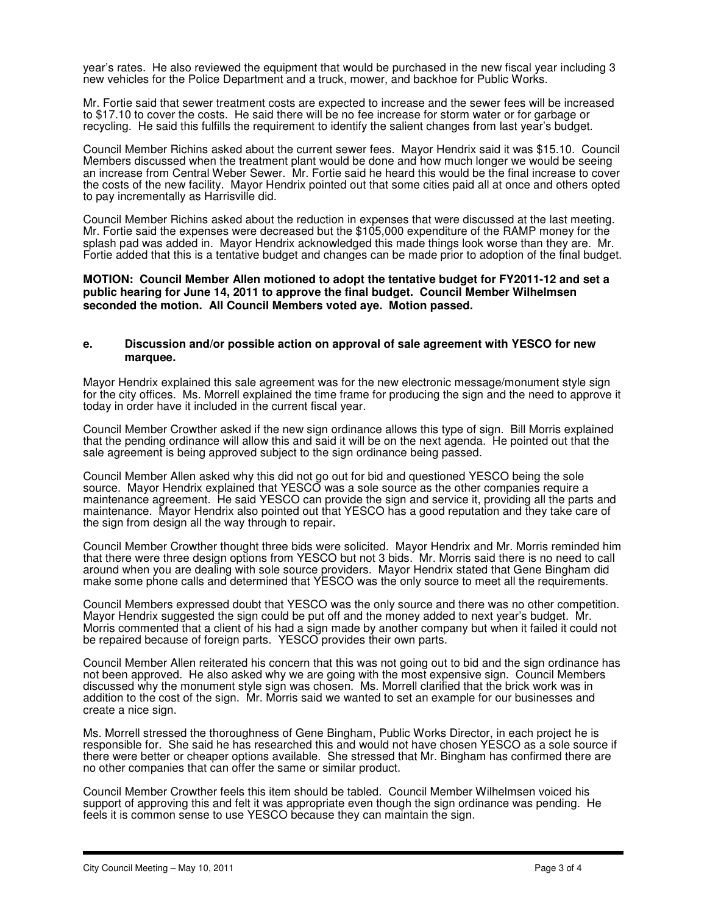year's rates. He also reviewed the equipment that would be purchased in the new fiscal year including 3 new vehicles for the Police Department and a truck, mower, and backhoe for Public Works.

Mr. Fortie said that sewer treatment costs are expected to increase and the sewer fees will be increased to $17.10 to cover the costs. He said there will be no fee increase for storm water or for garbage or recycling. He said this fulfills the requirement to identify the salient changes from last year's budget.

Council Member Richins asked about the current sewer fees. Mayor Hendrix said it was $15.10. Council Members discussed when the treatment plant would be done and how much longer we would be seeing an increase from Central Weber Sewer. Mr. Fortie said he heard this would be the final increase to cover the costs of the new facility. Mayor Hendrix pointed out that some cities paid all at once and others opted to pay incrementally as Harrisville did.

Council Member Richins asked about the reduction in expenses that were discussed at the last meeting. Mr. Fortie said the expenses were decreased but the $105,000 expenditure of the RAMP money for the splash pad was added in. Mayor Hendrix acknowledged this made things look worse than they are. Mr. Fortie added that this is a tentative budget and changes can be made prior to adoption of the final budget.

**MOTION: Council Member Allen motioned to adopt the tentative budget for FY2011-12 and set a public hearing for June 14, 2011 to approve the final budget. Council Member Wilhelmsen seconded the motion. All Council Members voted aye. Motion passed.**

**e. Discussion and/or possible action on approval of sale agreement with YESCO for new marquee.**

Mayor Hendrix explained this sale agreement was for the new electronic message/monument style sign for the city offices. Ms. Morrell explained the time frame for producing the sign and the need to approve it today in order have it included in the current fiscal year.

Council Member Crowther asked if the new sign ordinance allows this type of sign. Bill Morris explained that the pending ordinance will allow this and said it will be on the next agenda. He pointed out that the sale agreement is being approved subject to the sign ordinance being passed.

Council Member Allen asked why this did not go out for bid and questioned YESCO being the sole source. Mayor Hendrix explained that YESCO was a sole source as the other companies require a maintenance agreement. He said YESCO can provide the sign and service it, providing all the parts and maintenance. Mayor Hendrix also pointed out that YESCO has a good reputation and they take care of the sign from design all the way through to repair.

Council Member Crowther thought three bids were solicited. Mayor Hendrix and Mr. Morris reminded him that there were three design options from YESCO but not 3 bids. Mr. Morris said there is no need to call around when you are dealing with sole source providers. Mayor Hendrix stated that Gene Bingham did make some phone calls and determined that YESCO was the only source to meet all the requirements.

Council Members expressed doubt that YESCO was the only source and there was no other competition. Mayor Hendrix suggested the sign could be put off and the money added to next year's budget. Mr. Morris commented that a client of his had a sign made by another company but when it failed it could not be repaired because of foreign parts. YESCO provides their own parts.

Council Member Allen reiterated his concern that this was not going out to bid and the sign ordinance has not been approved. He also asked why we are going with the most expensive sign. Council Members discussed why the monument style sign was chosen. Ms. Morrell clarified that the brick work was in addition to the cost of the sign. Mr. Morris said we wanted to set an example for our businesses and create a nice sign.

Ms. Morrell stressed the thoroughness of Gene Bingham, Public Works Director, in each project he is responsible for. She said he has researched this and would not have chosen YESCO as a sole source if there were better or cheaper options available. She stressed that Mr. Bingham has confirmed there are no other companies that can offer the same or similar product.

Council Member Crowther feels this item should be tabled. Council Member Wilhelmsen voiced his support of approving this and felt it was appropriate even though the sign ordinance was pending. He feels it is common sense to use YESCO because they can maintain the sign.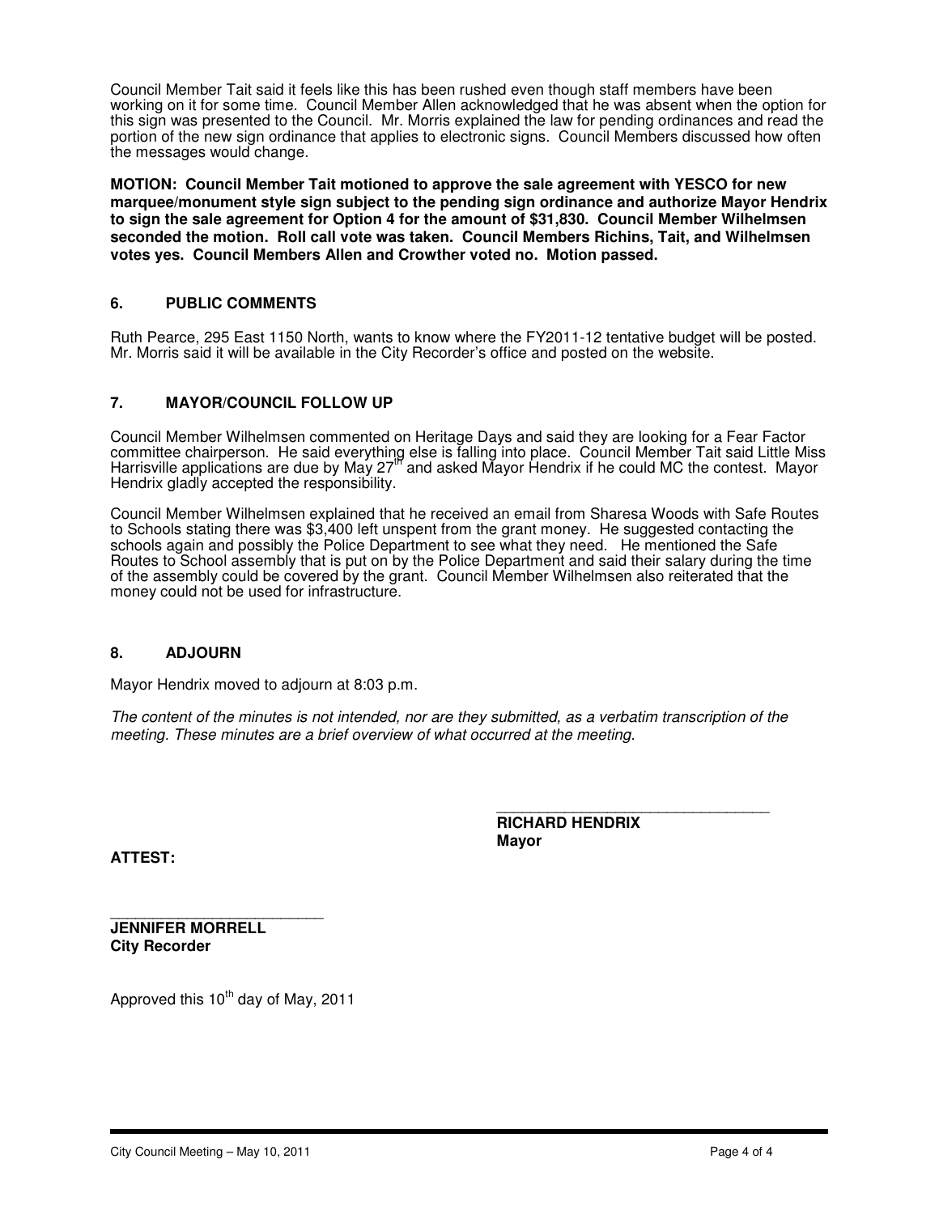Council Member Tait said it feels like this has been rushed even though staff members have been working on it for some time. Council Member Allen acknowledged that he was absent when the option for this sign was presented to the Council. Mr. Morris explained the law for pending ordinances and read the portion of the new sign ordinance that applies to electronic signs. Council Members discussed how often the messages would change.

**MOTION: Council Member Tait motioned to approve the sale agreement with YESCO for new marquee/monument style sign subject to the pending sign ordinance and authorize Mayor Hendrix to sign the sale agreement for Option 4 for the amount of $31,830. Council Member Wilhelmsen seconded the motion. Roll call vote was taken. Council Members Richins, Tait, and Wilhelmsen votes yes. Council Members Allen and Crowther voted no. Motion passed.**

## 6. PUBLIC COMMENTS

Ruth Pearce, 295 East 1150 North, wants to know where the FY2011-12 tentative budget will be posted. Mr. Morris said it will be available in the City Recorder's office and posted on the website.

## 7. MAYOR/COUNCIL FOLLOW UP

Council Member Wilhelmsen commented on Heritage Days and said they are looking for a Fear Factor committee chairperson. He said everything else is falling into place. Council Member Tait said Little Miss Harrisville applications are due by May 27th and asked Mayor Hendrix if he could MC the contest. Mayor Hendrix gladly accepted the responsibility.

Council Member Wilhelmsen explained that he received an email from Sharesa Woods with Safe Routes to Schools stating there was $3,400 left unspent from the grant money. He suggested contacting the schools again and possibly the Police Department to see what they need. He mentioned the Safe Routes to School assembly that is put on by the Police Department and said their salary during the time of the assembly could be covered by the grant. Council Member Wilhelmsen also reiterated that the money could not be used for infrastructure.

## 8. ADJOURN

Mayor Hendrix moved to adjourn at 8:03 p.m.

*The content of the minutes is not intended, nor are they submitted, as a verbatim transcription of the meeting. These minutes are a brief overview of what occurred at the meeting.*

\_\_\_\_\_\_\_\_\_\_\_\_\_\_\_\_\_\_\_\_\_\_\_\_\_\_\_\_\_\_\_\_
**RICHARD HENDRIX**
**Mayor**

**ATTEST:**

\_\_\_\_\_\_\_\_\_\_\_\_\_\_\_\_\_\_\_\_\_\_\_\_\_\_
**JENNIFER MORRELL**
**City Recorder**

Approved this 10th day of May, 2011